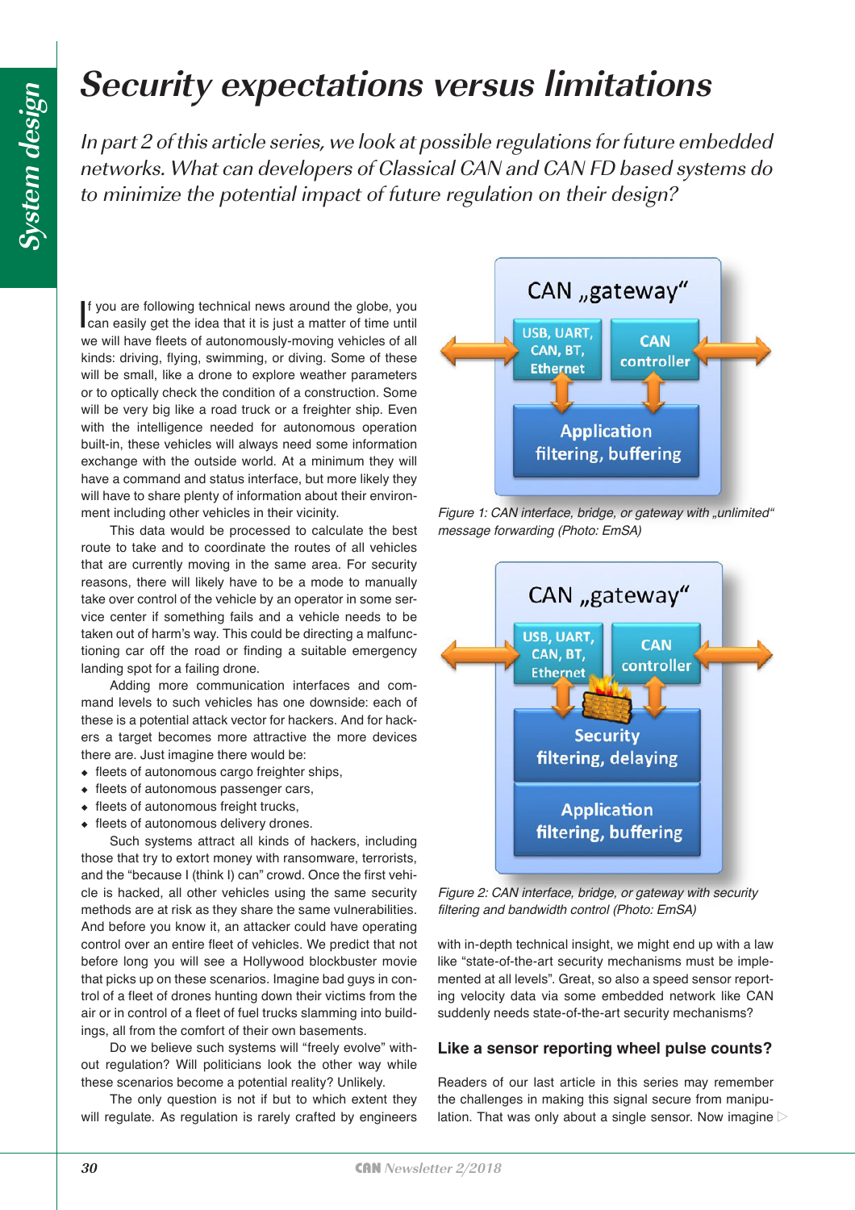# Security expectations versus limitations

*In part 2 of this article series, we look at possible regulations for future embedded networks. What can developers of Classical CAN and CAN FD based systems do to minimize the potential impact of future regulation on their design?*

If you are following technical news around the globe, you can easily get the idea that it is just a matter of time until we will have fleets of autonomously-moving vehicles of all kinds: driving, flying, swimming, or diving. Some of these will be small, like a drone to explore weather parameters or to optically check the condition of a construction. Some will be very big like a road truck or a freighter ship. Even with the intelligence needed for autonomous operation built-in, these vehicles will always need some information exchange with the outside world. At a minimum they will have a command and status interface, but more likely they will have to share plenty of information about their environment including other vehicles in their vicinity.

This data would be processed to calculate the best route to take and to coordinate the routes of all vehicles that are currently moving in the same area. For security reasons, there will likely have to be a mode to manually take over control of the vehicle by an operator in some service center if something fails and a vehicle needs to be taken out of harm's way. This could be directing a malfunctioning car off the road or finding a suitable emergency landing spot for a failing drone.

Adding more communication interfaces and command levels to such vehicles has one downside: each of these is a potential attack vector for hackers. And for hackers a target becomes more attractive the more devices there are. Just imagine there would be:

- fleets of autonomous cargo freighter ships,
- fleets of autonomous passenger cars,
- fleets of autonomous freight trucks,
- fleets of autonomous delivery drones.

Such systems attract all kinds of hackers, including those that try to extort money with ransomware, terrorists, and the "because I (think I) can" crowd. Once the first vehicle is hacked, all other vehicles using the same security methods are at risk as they share the same vulnerabilities. And before you know it, an attacker could have operating control over an entire fleet of vehicles. We predict that not before long you will see a Hollywood blockbuster movie that picks up on these scenarios. Imagine bad guys in control of a fleet of drones hunting down their victims from the air or in control of a fleet of fuel trucks slamming into buildings, all from the comfort of their own basements.

Do we believe such systems will "freely evolve" without regulation? Will politicians look the other way while these scenarios become a potential reality? Unlikely.

The only question is not if but to which extent they will regulate. As regulation is rarely crafted by engineers with in-depth technical insight, we might end up with a law like "state-of-the-art security mechanisms must be implemented at all levels". Great, so also a speed sensor reporting velocity data via some embedded network like CAN suddenly needs state-of-the-art security mechanisms?

Figure 1: CAN interface, bridge, or gateway with „unlimited" message forwarding (Photo: EmSA)

Figure 2: CAN interface, bridge, or gateway with security filtering and bandwidth control (Photo: EmSA)

## Like a sensor reporting wheel pulse counts?

Readers of our last article in this series may remember the challenges in making this signal secure from manipulation. That was only about a single sensor. Now imagine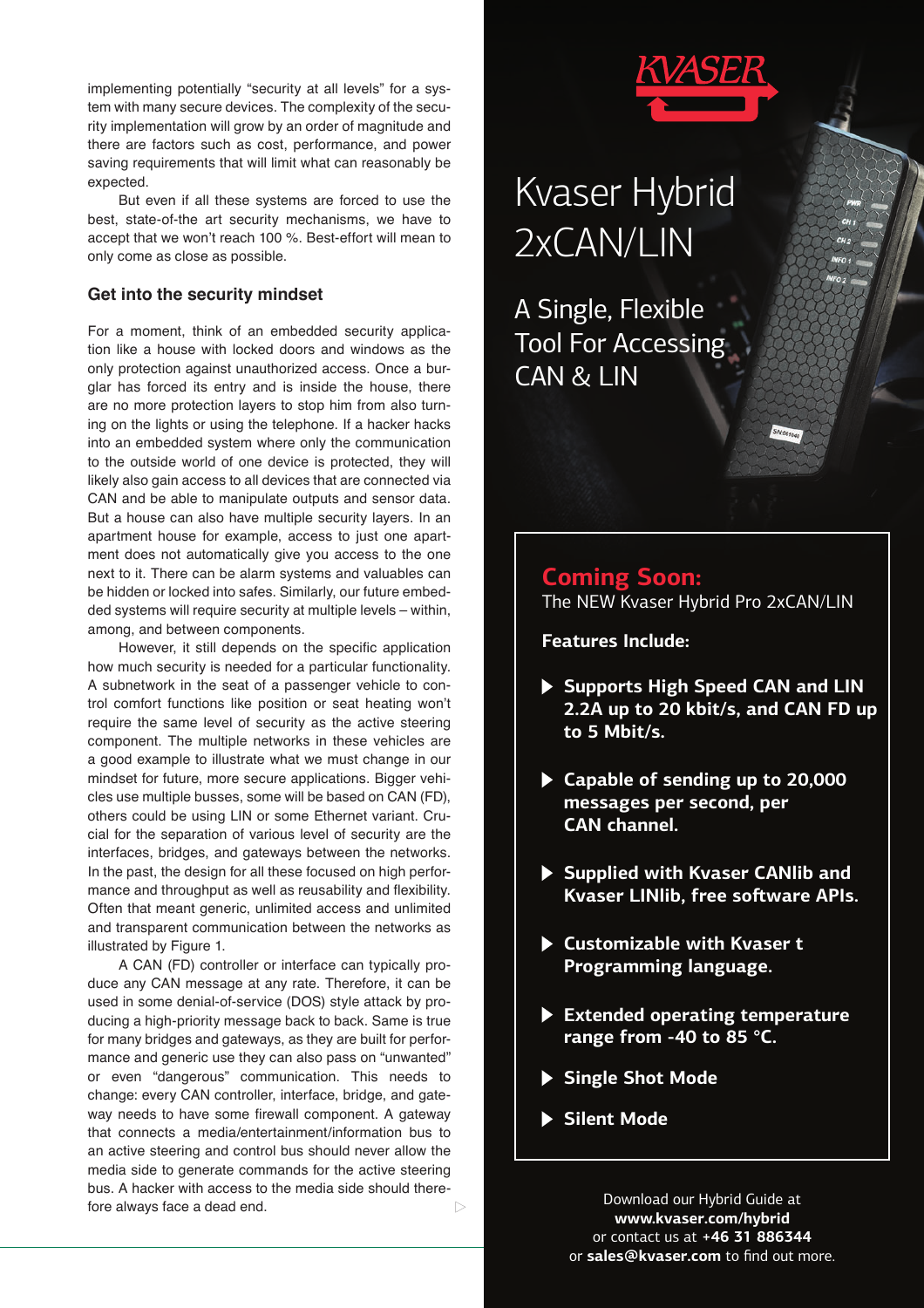implementing potentially "security at all levels" for a system with many secure devices. The complexity of the security implementation will grow by an order of magnitude and there are factors such as cost, performance, and power saving requirements that will limit what can reasonably be expected.

But even if all these systems are forced to use the best, state-of-the art security mechanisms, we have to accept that we won't reach 100 %. Best-effort will mean to only come as close as possible.

### Get into the security mindset

For a moment, think of an embedded security application like a house with locked doors and windows as the only protection against unauthorized access. Once a burglar has forced its entry and is inside the house, there are no more protection layers to stop him from also turning on the lights or using the telephone. If a hacker hacks into an embedded system where only the communication to the outside world of one device is protected, they will likely also gain access to all devices that are connected via CAN and be able to manipulate outputs and sensor data. But a house can also have multiple security layers. In an apartment house for example, access to just one apartment does not automatically give you access to the one next to it. There can be alarm systems and valuables can be hidden or locked into safes. Similarly, our future embedded systems will require security at multiple levels – within, among, and between components.

However, it still depends on the specific application how much security is needed for a particular functionality. A subnetwork in the seat of a passenger vehicle to control comfort functions like position or seat heating won't require the same level of security as the active steering component. The multiple networks in these vehicles are a good example to illustrate what we must change in our mindset for future, more secure applications. Bigger vehicles use multiple busses, some will be based on CAN (FD), others could be using LIN or some Ethernet variant. Crucial for the separation of various level of security are the interfaces, bridges, and gateways between the networks. In the past, the design for all these focused on high performance and throughput as well as reusability and flexibility. Often that meant generic, unlimited access and unlimited and transparent communication between the networks as illustrated by Figure 1.

A CAN (FD) controller or interface can typically produce any CAN message at any rate. Therefore, it can be used in some denial-of-service (DOS) style attack by producing a high-priority message back to back. Same is true for many bridges and gateways, as they are built for performance and generic use they can also pass on "unwanted" or even "dangerous" communication. This needs to change: every CAN controller, interface, bridge, and gateway needs to have some firewall component. A gateway that connects a media/entertainment/information bus to an active steering and control bus should never allow the media side to generate commands for the active steering bus. A hacker with access to the media side should therefore always face a dead end.

KVASER

# Kvaser Hybrid 2xCAN/LIN

## A Single, Flexible Tool For Accessing CAN & LIN

**Coming Soon:**
The NEW Kvaser Hybrid Pro 2xCAN/LIN

**Features Include:**

- **Supports High Speed CAN and LIN 2.2A up to 20 kbit/s, and CAN FD up to 5 Mbit/s.**
- **Capable of sending up to 20,000 messages per second, per CAN channel.**
- **Supplied with Kvaser CANlib and Kvaser LINlib, free software APIs.**
- **Customizable with Kvaser t Programming language.**
- **Extended operating temperature range from -40 to 85 °C.**
- **Single Shot Mode**
- **Silent Mode**

Download our Hybrid Guide at **www.kvaser.com/hybrid**
or contact us at **+46 31 886344**
or **sales@kvaser.com** to find out more.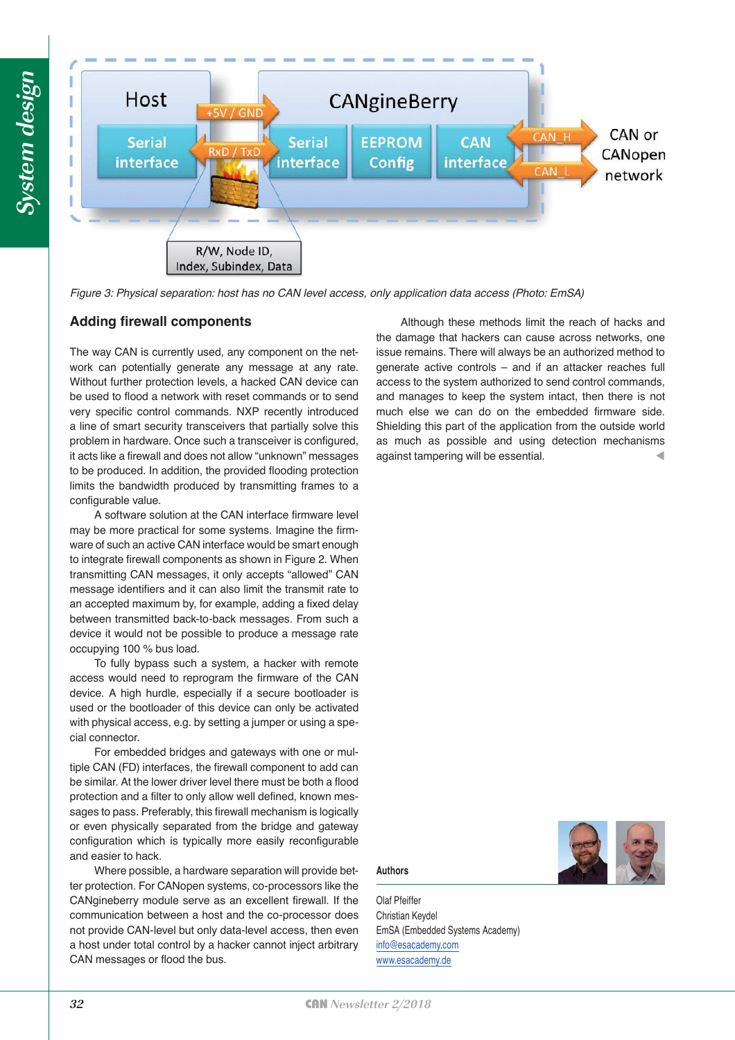Figure 3: Physical separation: host has no CAN level access, only application data access (Photo: EmSA)

## Adding firewall components

The way CAN is currently used, any component on the network can potentially generate any message at any rate. Without further protection levels, a hacked CAN device can be used to flood a network with reset commands or to send very specific control commands. NXP recently introduced a line of smart security transceivers that partially solve this problem in hardware. Once such a transceiver is configured, it acts like a firewall and does not allow "unknown" messages to be produced. In addition, the provided flooding protection limits the bandwidth produced by transmitting frames to a configurable value.

A software solution at the CAN interface firmware level may be more practical for some systems. Imagine the firmware of such an active CAN interface would be smart enough to integrate firewall components as shown in Figure 2. When transmitting CAN messages, it only accepts "allowed" CAN message identifiers and it can also limit the transmit rate to an accepted maximum by, for example, adding a fixed delay between transmitted back-to-back messages. From such a device it would not be possible to produce a message rate occupying 100 % bus load.

To fully bypass such a system, a hacker with remote access would need to reprogram the firmware of the CAN device. A high hurdle, especially if a secure bootloader is used or the bootloader of this device can only be activated with physical access, e.g. by setting a jumper or using a special connector.

For embedded bridges and gateways with one or multiple CAN (FD) interfaces, the firewall component to add can be similar. At the lower driver level there must be both a flood protection and a filter to only allow well defined, known messages to pass. Preferably, this firewall mechanism is logically or even physically separated from the bridge and gateway configuration which is typically more easily reconfigurable and easier to hack.

Where possible, a hardware separation will provide better protection. For CANopen systems, co-processors like the CANgineberry module serve as an excellent firewall. If the communication between a host and the co-processor does not provide CAN-level but only data-level access, then even a host under total control by a hacker cannot inject arbitrary CAN messages or flood the bus.

Although these methods limit the reach of hacks and the damage that hackers can cause across networks, one issue remains. There will always be an authorized method to generate active controls – and if an attacker reaches full access to the system authorized to send control commands, and manages to keep the system intact, then there is not much else we can do on the embedded firmware side. Shielding this part of the application from the outside world as much as possible and using detection mechanisms against tampering will be essential.

**Authors**

Olaf Pfeiffer
Christian Keydel
EmSA (Embedded Systems Academy)
info@esacademy.com
www.esacademy.de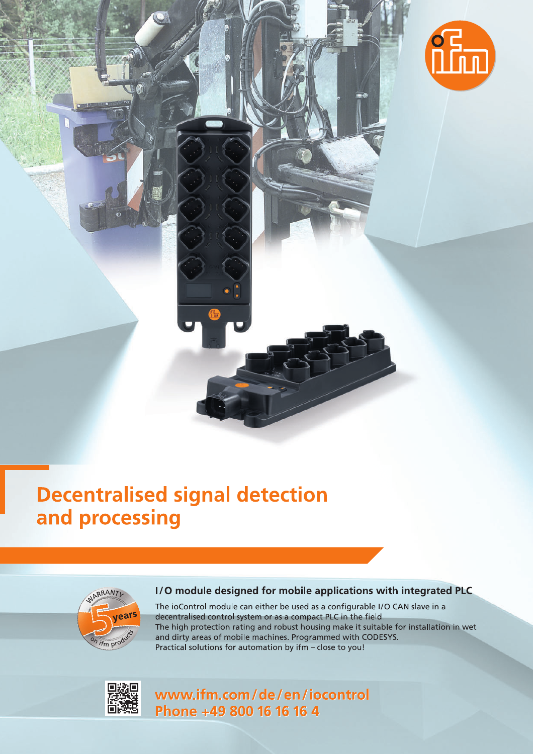# Decentralised signal detection and processing

WARRANTY 5 years on ifm products

## I/O module designed for mobile applications with integrated PLC

The ioControl module can either be used as a configurable I/O CAN slave in a decentralised control system or as a compact PLC in the field.
The high protection rating and robust housing make it suitable for installation in wet and dirty areas of mobile machines. Programmed with CODESYS.
Practical solutions for automation by ifm – close to you!

**www.ifm.com/de/en/iocontrol**
**Phone +49 800 16 16 16 4**